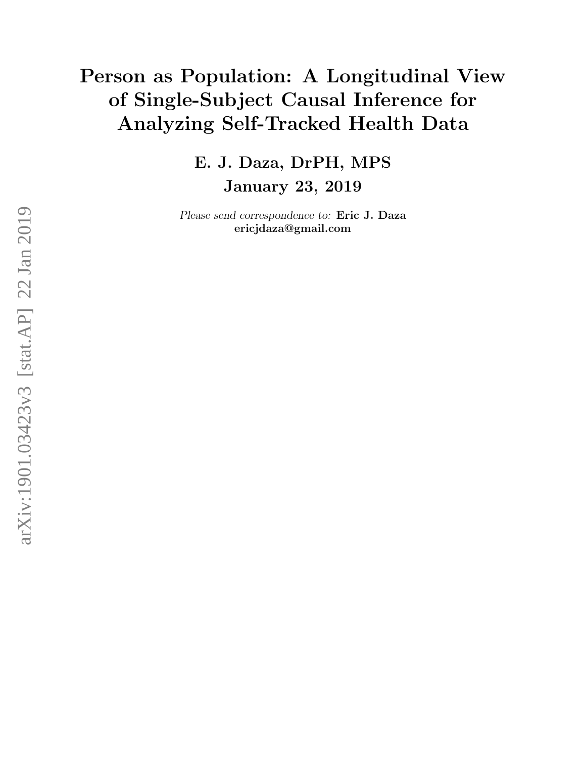# Person as Population: A Longitudinal View of Single-Subject Causal Inference for Analyzing Self-Tracked Health Data

**E. J. Daza, DrPH, MPS**

**January 23, 2019**

*Please send correspondence to:* **Eric J. Daza**
**ericjdaza@gmail.com**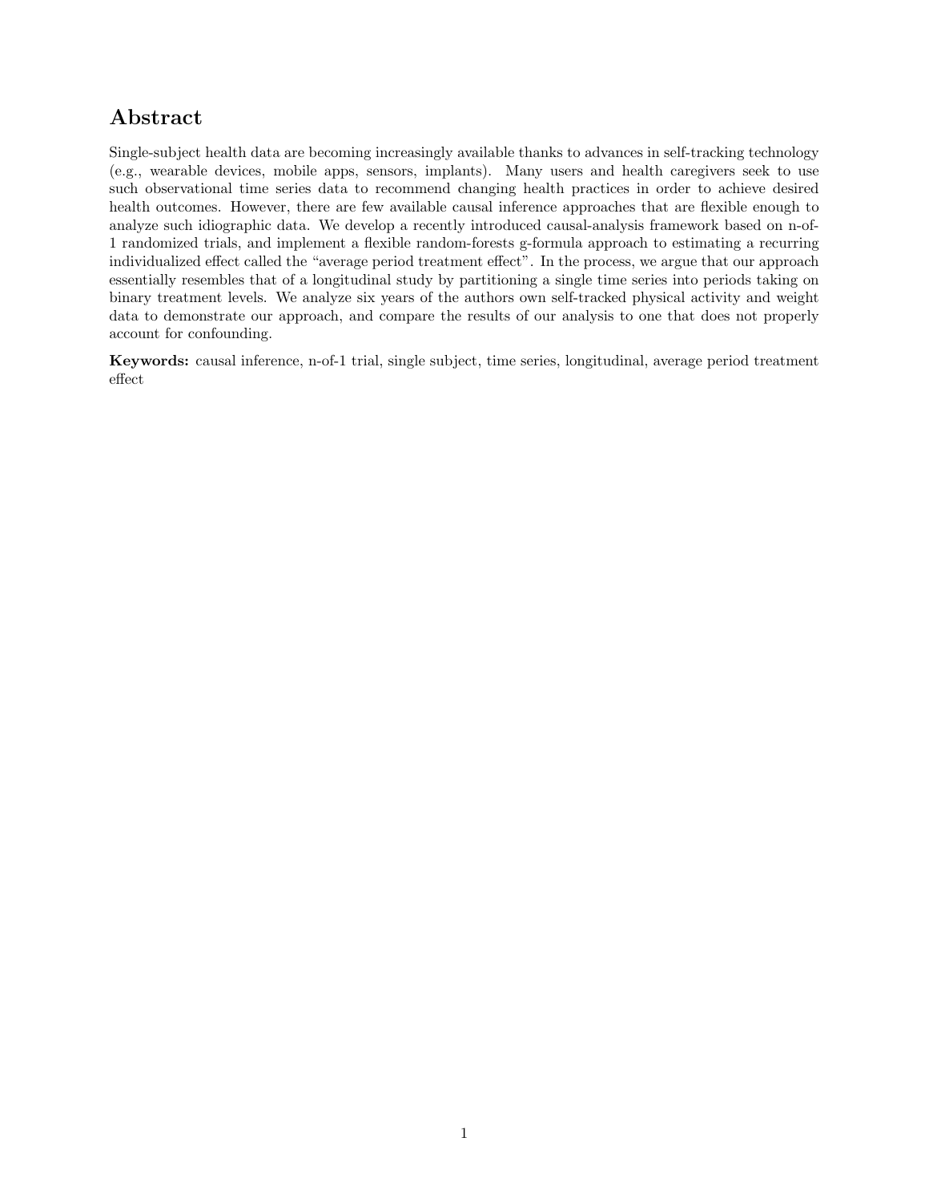## Abstract

Single-subject health data are becoming increasingly available thanks to advances in self-tracking technology (e.g., wearable devices, mobile apps, sensors, implants). Many users and health caregivers seek to use such observational time series data to recommend changing health practices in order to achieve desired health outcomes. However, there are few available causal inference approaches that are flexible enough to analyze such idiographic data. We develop a recently introduced causal-analysis framework based on n-of-1 randomized trials, and implement a flexible random-forests g-formula approach to estimating a recurring individualized effect called the "average period treatment effect". In the process, we argue that our approach essentially resembles that of a longitudinal study by partitioning a single time series into periods taking on binary treatment levels. We analyze six years of the authors own self-tracked physical activity and weight data to demonstrate our approach, and compare the results of our analysis to one that does not properly account for confounding.

**Keywords:** causal inference, n-of-1 trial, single subject, time series, longitudinal, average period treatment effect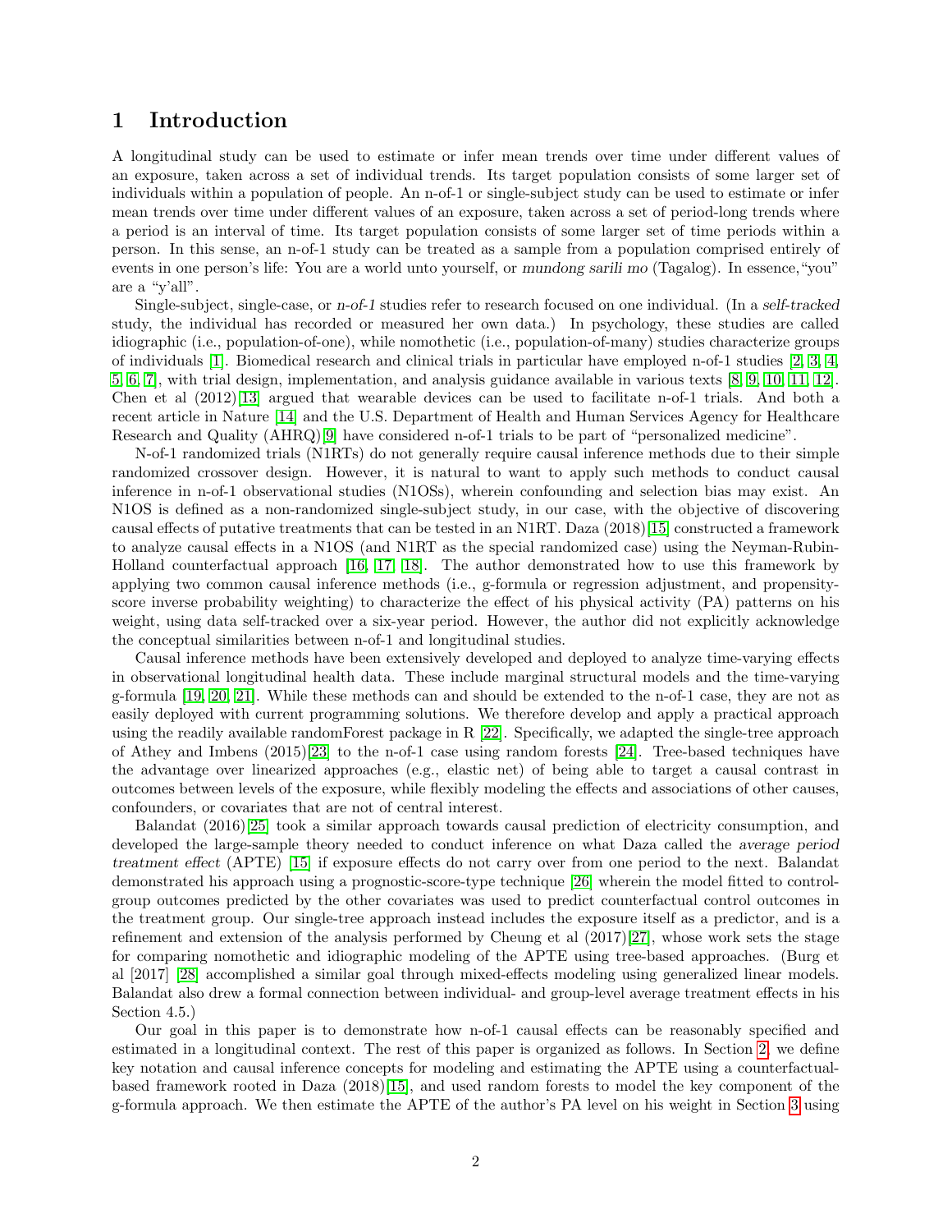# 1 Introduction

A longitudinal study can be used to estimate or infer mean trends over time under different values of an exposure, taken across a set of individual trends. Its target population consists of some larger set of individuals within a population of people. An n-of-1 or single-subject study can be used to estimate or infer mean trends over time under different values of an exposure, taken across a set of period-long trends where a period is an interval of time. Its target population consists of some larger set of time periods within a person. In this sense, an n-of-1 study can be treated as a sample from a population comprised entirely of events in one person's life: You are a world unto yourself, or *mundong sarili mo* (Tagalog). In essence, "you" are a "y'all".

Single-subject, single-case, or *n-of-1* studies refer to research focused on one individual. (In a *self-tracked* study, the individual has recorded or measured her own data.) In psychology, these studies are called idiographic (i.e., population-of-one), while nomothetic (i.e., population-of-many) studies characterize groups of individuals [1]. Biomedical research and clinical trials in particular have employed n-of-1 studies [2, 3, 4, 5, 6, 7], with trial design, implementation, and analysis guidance available in various texts [8, 9, 10, 11, 12]. Chen et al (2012)[13] argued that wearable devices can be used to facilitate n-of-1 trials. And both a recent article in Nature [14] and the U.S. Department of Health and Human Services Agency for Healthcare Research and Quality (AHRQ)[9] have considered n-of-1 trials to be part of "personalized medicine".

N-of-1 randomized trials (N1RTs) do not generally require causal inference methods due to their simple randomized crossover design. However, it is natural to want to apply such methods to conduct causal inference in n-of-1 observational studies (N1OSs), wherein confounding and selection bias may exist. An N1OS is defined as a non-randomized single-subject study, in our case, with the objective of discovering causal effects of putative treatments that can be tested in an N1RT. Daza (2018)[15] constructed a framework to analyze causal effects in a N1OS (and N1RT as the special randomized case) using the Neyman-Rubin-Holland counterfactual approach [16, 17, 18]. The author demonstrated how to use this framework by applying two common causal inference methods (i.e., g-formula or regression adjustment, and propensity-score inverse probability weighting) to characterize the effect of his physical activity (PA) patterns on his weight, using data self-tracked over a six-year period. However, the author did not explicitly acknowledge the conceptual similarities between n-of-1 and longitudinal studies.

Causal inference methods have been extensively developed and deployed to analyze time-varying effects in observational longitudinal health data. These include marginal structural models and the time-varying g-formula [19, 20, 21]. While these methods can and should be extended to the n-of-1 case, they are not as easily deployed with current programming solutions. We therefore develop and apply a practical approach using the readily available randomForest package in R [22]. Specifically, we adapted the single-tree approach of Athey and Imbens (2015)[23] to the n-of-1 case using random forests [24]. Tree-based techniques have the advantage over linearized approaches (e.g., elastic net) of being able to target a causal contrast in outcomes between levels of the exposure, while flexibly modeling the effects and associations of other causes, confounders, or covariates that are not of central interest.

Balandat (2016)[25] took a similar approach towards causal prediction of electricity consumption, and developed the large-sample theory needed to conduct inference on what Daza called the *average period treatment effect* (APTE) [15] if exposure effects do not carry over from one period to the next. Balandat demonstrated his approach using a prognostic-score-type technique [26] wherein the model fitted to control-group outcomes predicted by the other covariates was used to predict counterfactual control outcomes in the treatment group. Our single-tree approach instead includes the exposure itself as a predictor, and is a refinement and extension of the analysis performed by Cheung et al (2017)[27], whose work sets the stage for comparing nomothetic and idiographic modeling of the APTE using tree-based approaches. (Burg et al [2017] [28] accomplished a similar goal through mixed-effects modeling using generalized linear models. Balandat also drew a formal connection between individual- and group-level average treatment effects in his Section 4.5.)

Our goal in this paper is to demonstrate how n-of-1 causal effects can be reasonably specified and estimated in a longitudinal context. The rest of this paper is organized as follows. In Section 2, we define key notation and causal inference concepts for modeling and estimating the APTE using a counterfactual-based framework rooted in Daza (2018)[15], and used random forests to model the key component of the g-formula approach. We then estimate the APTE of the author's PA level on his weight in Section 3 using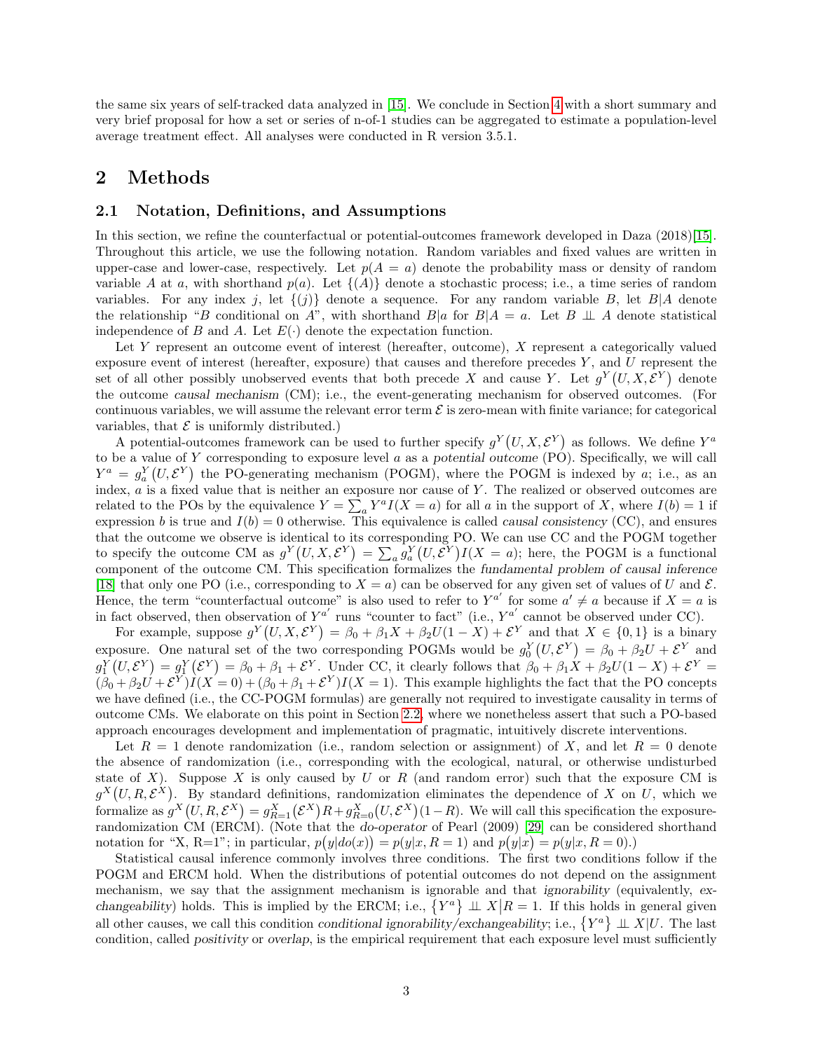the same six years of self-tracked data analyzed in [15]. We conclude in Section 4 with a short summary and very brief proposal for how a set or series of n-of-1 studies can be aggregated to estimate a population-level average treatment effect. All analyses were conducted in R version 3.5.1.

# 2 Methods

## 2.1 Notation, Definitions, and Assumptions

In this section, we refine the counterfactual or potential-outcomes framework developed in Daza (2018)[15]. Throughout this article, we use the following notation. Random variables and fixed values are written in upper-case and lower-case, respectively. Let $p(A = a)$ denote the probability mass or density of random variable $A$ at $a$, with shorthand $p(a)$. Let $\{(A)\}$ denote a stochastic process; i.e., a time series of random variables. For any index $j$, let $\{(j)\}$ denote a sequence. For any random variable $B$, let $B|A$ denote the relationship "$B$ conditional on $A$", with shorthand $B|a$ for $B|A = a$. Let $B \perp\!\!\!\perp A$ denote statistical independence of $B$ and $A$. Let $E(\cdot)$ denote the expectation function.

Let $Y$ represent an outcome event of interest (hereafter, outcome), $X$ represent a categorically valued exposure event of interest (hereafter, exposure) that causes and therefore precedes $Y$, and $U$ represent the set of all other possibly unobserved events that both precede $X$ and cause $Y$. Let $g^Y\big(U, X, \mathcal{E}^Y\big)$ denote the outcome *causal mechanism* (CM); i.e., the event-generating mechanism for observed outcomes. (For continuous variables, we will assume the relevant error term $\mathcal{E}$ is zero-mean with finite variance; for categorical variables, that $\mathcal{E}$ is uniformly distributed.)

A potential-outcomes framework can be used to further specify $g^Y\big(U, X, \mathcal{E}^Y\big)$ as follows. We define $Y^a$ to be a value of $Y$ corresponding to exposure level $a$ as a *potential outcome* (PO). Specifically, we will call $Y^a = g^Y_a\big(U, \mathcal{E}^Y\big)$ the PO-generating mechanism (POGM), where the POGM is indexed by $a$; i.e., as an index, $a$ is a fixed value that is neither an exposure nor cause of $Y$. The realized or observed outcomes are related to the POs by the equivalence $Y = \sum_a Y^a I(X = a)$ for all $a$ in the support of $X$, where $I(b) = 1$ if expression $b$ is true and $I(b) = 0$ otherwise. This equivalence is called *causal consistency* (CC), and ensures that the outcome we observe is identical to its corresponding PO. We can use CC and the POGM together to specify the outcome CM as $g^Y\big(U, X, \mathcal{E}^Y\big) = \sum_a g^Y_a\big(U, \mathcal{E}^Y\big) I(X = a)$; here, the POGM is a functional component of the outcome CM. This specification formalizes the *fundamental problem of causal inference* [18] that only one PO (i.e., corresponding to $X = a$) can be observed for any given set of values of $U$ and $\mathcal{E}$. Hence, the term "counterfactual outcome" is also used to refer to $Y^{a'}$ for some $a' \neq a$ because if $X = a$ is in fact observed, then observation of $Y^{a'}$ runs "counter to fact" (i.e., $Y^{a'}$ cannot be observed under CC).

For example, suppose $g^Y\big(U, X, \mathcal{E}^Y\big) = \beta_0 + \beta_1 X + \beta_2 U(1 - X) + \mathcal{E}^Y$ and that $X \in \{0, 1\}$ is a binary exposure. One natural set of the two corresponding POGMs would be $g^Y_0\big(U, \mathcal{E}^Y\big) = \beta_0 + \beta_2 U + \mathcal{E}^Y$ and $g^Y_1\big(U, \mathcal{E}^Y\big) = g^Y_1\big(\mathcal{E}^Y\big) = \beta_0 + \beta_1 + \mathcal{E}^Y$. Under CC, it clearly follows that $\beta_0 + \beta_1 X + \beta_2 U(1 - X) + \mathcal{E}^Y = (\beta_0 + \beta_2 U + \mathcal{E}^Y) I(X = 0) + (\beta_0 + \beta_1 + \mathcal{E}^Y) I(X = 1)$. This example highlights the fact that the PO concepts we have defined (i.e., the CC-POGM formulas) are generally not required to investigate causality in terms of outcome CMs. We elaborate on this point in Section 2.2, where we nonetheless assert that such a PO-based approach encourages development and implementation of pragmatic, intuitively discrete interventions.

Let $R = 1$ denote randomization (i.e., random selection or assignment) of $X$, and let $R = 0$ denote the absence of randomization (i.e., corresponding with the ecological, natural, or otherwise undisturbed state of $X$). Suppose $X$ is only caused by $U$ or $R$ (and random error) such that the exposure CM is $g^X\big(U, R, \mathcal{E}^X\big)$. By standard definitions, randomization eliminates the dependence of $X$ on $U$, which we formalize as $g^X\big(U, R, \mathcal{E}^X\big) = g^X_{R=1}\big(\mathcal{E}^X\big) R + g^X_{R=0}\big(U, \mathcal{E}^X\big)(1 - R)$. We will call this specification the exposure-randomization CM (ERCM). (Note that the *do-operator* of Pearl (2009) [29] can be considered shorthand notation for "X, R=1"; in particular, $p\big(y|do(x)\big) = p(y|x, R = 1)$ and $p\big(y|x\big) = p(y|x, R = 0)$.)

Statistical causal inference commonly involves three conditions. The first two conditions follow if the POGM and ERCM hold. When the distributions of potential outcomes do not depend on the assignment mechanism, we say that the assignment mechanism is ignorable and that *ignorability* (equivalently, *exchangeability*) holds. This is implied by the ERCM; i.e., $\{Y^a\} \perp\!\!\!\perp X \big| R = 1$. If this holds in general given all other causes, we call this condition *conditional ignorability/exchangeability*; i.e., $\{Y^a\} \perp\!\!\!\perp X|U$. The last condition, called *positivity* or *overlap*, is the empirical requirement that each exposure level must sufficiently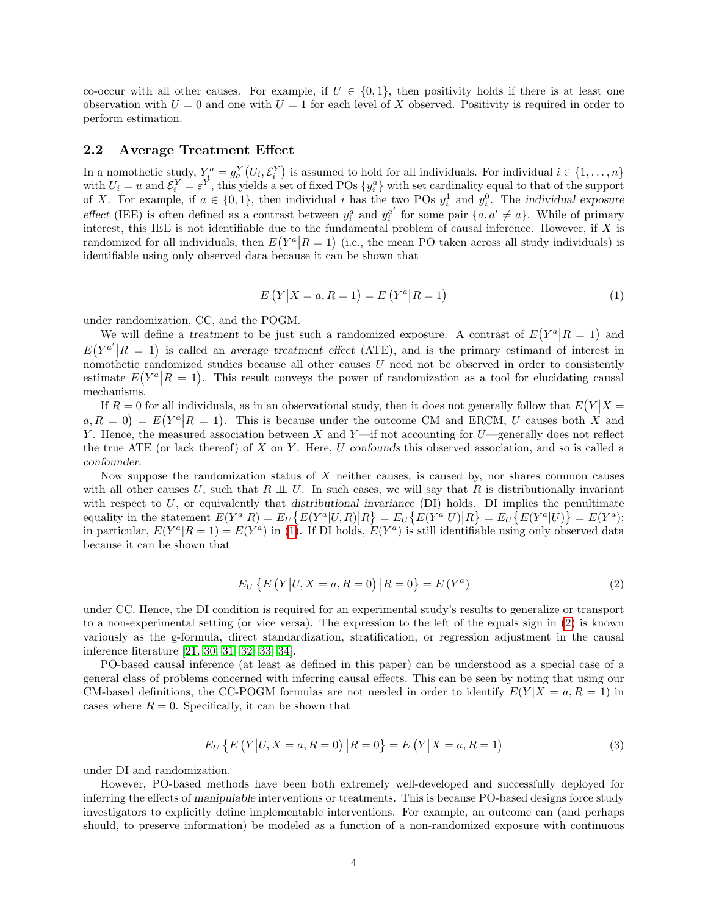co-occur with all other causes. For example, if $U \in \{0,1\}$, then positivity holds if there is at least one observation with $U = 0$ and one with $U = 1$ for each level of $X$ observed. Positivity is required in order to perform estimation.

## 2.2 Average Treatment Effect

In a nomothetic study, $Y_i^a = g_a^Y(U_i, \mathcal{E}_i^Y)$ is assumed to hold for all individuals. For individual $i \in \{1, \ldots, n\}$ with $U_i = u$ and $\mathcal{E}_i^Y = \varepsilon^Y$, this yields a set of fixed POs $\{y_i^a\}$ with set cardinality equal to that of the support of $X$. For example, if $a \in \{0, 1\}$, then individual $i$ has the two POs $y_i^1$ and $y_i^0$. The *individual exposure effect* (IEE) is often defined as a contrast between $y_i^a$ and $y_i^{a'}$ for some pair $\{a, a' \neq a\}$. While of primary interest, this IEE is not identifiable due to the fundamental problem of causal inference. However, if $X$ is randomized for all individuals, then $E(Y^a|R = 1)$ (i.e., the mean PO taken across all study individuals) is identifiable using only observed data because it can be shown that

$$E\left(Y\middle|X = a, R = 1\right) = E\left(Y^a\middle|R = 1\right) \tag{1}$$

under randomization, CC, and the POGM.

We will define a *treatment* to be just such a randomized exposure. A contrast of $E(Y^a|R = 1)$ and $E(Y^{a'}|R = 1)$ is called an *average treatment effect* (ATE), and is the primary estimand of interest in nomothetic randomized studies because all other causes $U$ need not be observed in order to consistently estimate $E(Y^a|R = 1)$. This result conveys the power of randomization as a tool for elucidating causal mechanisms.

If $R = 0$ for all individuals, as in an observational study, then it does not generally follow that $E(Y|X = a, R = 0) = E(Y^a|R = 1)$. This is because under the outcome CM and ERCM, $U$ causes both $X$ and $Y$. Hence, the measured association between $X$ and $Y$—if not accounting for $U$—generally does not reflect the true ATE (or lack thereof) of $X$ on $Y$. Here, $U$ *confounds* this observed association, and so is called a *confounder*.

Now suppose the randomization status of $X$ neither causes, is caused by, nor shares common causes with all other causes $U$, such that $R \perp\!\!\!\perp U$. In such cases, we will say that $R$ is distributionally invariant with respect to $U$, or equivalently that *distributional invariance* (DI) holds. DI implies the penultimate equality in the statement $E(Y^a|R) = E_U\{E(Y^a|U,R)|R\} = E_U\{E(Y^a|U)|R\} = E_U\{E(Y^a|U)\} = E(Y^a)$; in particular, $E(Y^a|R = 1) = E(Y^a)$ in (1). If DI holds, $E(Y^a)$ is still identifiable using only observed data because it can be shown that

$$E_U\left\{E\left(Y\middle|U, X = a, R = 0\right)\middle|R = 0\right\} = E\left(Y^a\right) \tag{2}$$

under CC. Hence, the DI condition is required for an experimental study's results to generalize or transport to a non-experimental setting (or vice versa). The expression to the left of the equals sign in (2) is known variously as the g-formula, direct standardization, stratification, or regression adjustment in the causal inference literature [21, 30, 31, 32, 33, 34].

PO-based causal inference (at least as defined in this paper) can be understood as a special case of a general class of problems concerned with inferring causal effects. This can be seen by noting that using our CM-based definitions, the CC-POGM formulas are not needed in order to identify $E(Y|X = a, R = 1)$ in cases where $R = 0$. Specifically, it can be shown that

$$E_U\left\{E\left(Y\middle|U, X = a, R = 0\right)\middle|R = 0\right\} = E\left(Y\middle|X = a, R = 1\right) \tag{3}$$

under DI and randomization.

However, PO-based methods have been both extremely well-developed and successfully deployed for inferring the effects of *manipulable* interventions or treatments. This is because PO-based designs force study investigators to explicitly define implementable interventions. For example, an outcome can (and perhaps should, to preserve information) be modeled as a function of a non-randomized exposure with continuous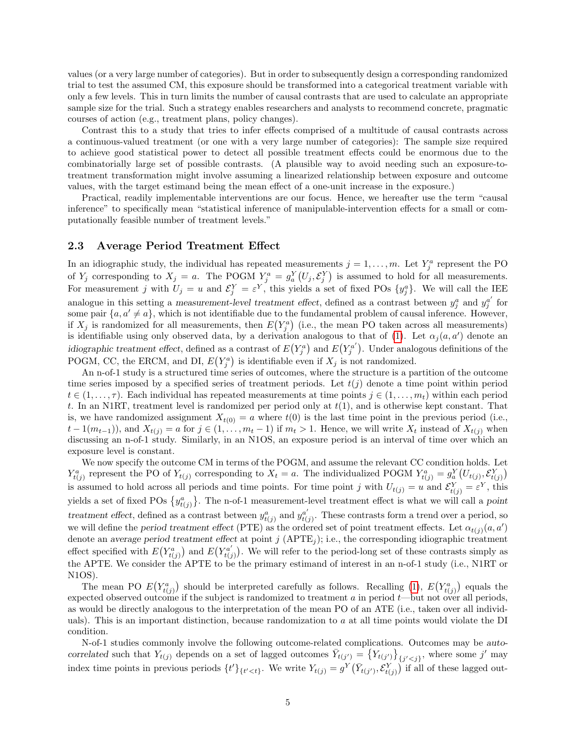values (or a very large number of categories). But in order to subsequently design a corresponding randomized trial to test the assumed CM, this exposure should be transformed into a categorical treatment variable with only a few levels. This in turn limits the number of causal contrasts that are used to calculate an appropriate sample size for the trial. Such a strategy enables researchers and analysts to recommend concrete, pragmatic courses of action (e.g., treatment plans, policy changes).

Contrast this to a study that tries to infer effects comprised of a multitude of causal contrasts across a continuous-valued treatment (or one with a very large number of categories): The sample size required to achieve good statistical power to detect all possible treatment effects could be enormous due to the combinatorially large set of possible contrasts. (A plausible way to avoid needing such an exposure-to-treatment transformation might involve assuming a linearized relationship between exposure and outcome values, with the target estimand being the mean effect of a one-unit increase in the exposure.)

Practical, readily implementable interventions are our focus. Hence, we hereafter use the term "causal inference" to specifically mean "statistical inference of manipulable-intervention effects for a small or computationally feasible number of treatment levels."

### 2.3 Average Period Treatment Effect

In an idiographic study, the individual has repeated measurements $j = 1, \ldots, m$. Let $Y_j^a$ represent the PO of $Y_j$ corresponding to $X_j = a$. The POGM $Y_j^a = g_a^Y(U_j, \mathcal{E}_j^Y)$ is assumed to hold for all measurements. For measurement $j$ with $U_j = u$ and $\mathcal{E}_j^Y = \varepsilon^Y$, this yields a set of fixed POs $\{y_j^a\}$. We will call the IEE analogue in this setting a *measurement-level treatment effect*, defined as a contrast between $y_j^a$ and $y_j^{a'}$ for some pair $\{a, a' \neq a\}$, which is not identifiable due to the fundamental problem of causal inference. However, if $X_j$ is randomized for all measurements, then $E(Y_j^a)$ (i.e., the mean PO taken across all measurements) is identifiable using only observed data, by a derivation analogous to that of (1). Let $\alpha_j(a, a')$ denote an *idiographic treatment effect*, defined as a contrast of $E(Y_j^a)$ and $E(Y_j^{a'})$. Under analogous definitions of the POGM, CC, the ERCM, and DI, $E(Y_j^a)$ is identifiable even if $X_j$ is not randomized.

An n-of-1 study is a structured time series of outcomes, where the structure is a partition of the outcome time series imposed by a specified series of treatment periods. Let $t(j)$ denote a time point within period $t \in (1, \ldots, \tau)$. Each individual has repeated measurements at time points $j \in (1, \ldots, m_t)$ within each period $t$. In an N1RT, treatment level is randomized per period only at $t(1)$, and is otherwise kept constant. That is, we have randomized assignment $X_{t(0)} = a$ where $t(0)$ is the last time point in the previous period (i.e., $t-1(m_{t-1})$), and $X_{t(j)} = a$ for $j \in (1, \ldots, m_t - 1)$ if $m_t > 1$. Hence, we will write $X_t$ instead of $X_{t(j)}$ when discussing an n-of-1 study. Similarly, in an N1OS, an exposure period is an interval of time over which an exposure level is constant.

We now specify the outcome CM in terms of the POGM, and assume the relevant CC condition holds. Let $Y_{t(j)}^a$ represent the PO of $Y_{t(j)}$ corresponding to $X_t = a$. The individualized POGM $Y_{t(j)}^a = g_a^Y(U_{t(j)}, \mathcal{E}_{t(j)}^Y)$ is assumed to hold across all periods and time points. For time point $j$ with $U_{t(j)} = u$ and $\mathcal{E}_{t(j)}^Y = \varepsilon^Y$, this yields a set of fixed POs $\{y_{t(j)}^a\}$. The n-of-1 measurement-level treatment effect is what we will call a *point treatment effect*, defined as a contrast between $y_{t(j)}^a$ and $y_{t(j)}^{a'}$. These contrasts form a trend over a period, so we will define the *period treatment effect* (PTE) as the ordered set of point treatment effects. Let $\alpha_{t(j)}(a, a')$ denote an *average period treatment effect* at point $j$ (APTE$_j$); i.e., the corresponding idiographic treatment effect specified with $E(Y_{t(j)}^a)$ and $E(Y_{t(j)}^{a'})$. We will refer to the period-long set of these contrasts simply as the APTE. We consider the APTE to be the primary estimand of interest in an n-of-1 study (i.e., N1RT or N1OS).

The mean PO $E(Y_{t(j)}^a)$ should be interpreted carefully as follows. Recalling (1), $E(Y_{t(j)}^a)$ equals the expected observed outcome if the subject is randomized to treatment $a$ in period $t$—but not over all periods, as would be directly analogous to the interpretation of the mean PO of an ATE (i.e., taken over all individuals). This is an important distinction, because randomization to $a$ at all time points would violate the DI condition.

N-of-1 studies commonly involve the following outcome-related complications. Outcomes may be *autocorrelated* such that $Y_{t(j)}$ depends on a set of lagged outcomes $\bar{Y}_{t(j')} = \{Y_{t(j')}\}_{\{j'<j\}}$, where some $j'$ may index time points in previous periods $\{t'\}_{\{t'<t\}}$. We write $Y_{t(j)} = g^Y(\bar{Y}_{t(j')}, \mathcal{E}_{t(j)}^Y)$ if all of these lagged out-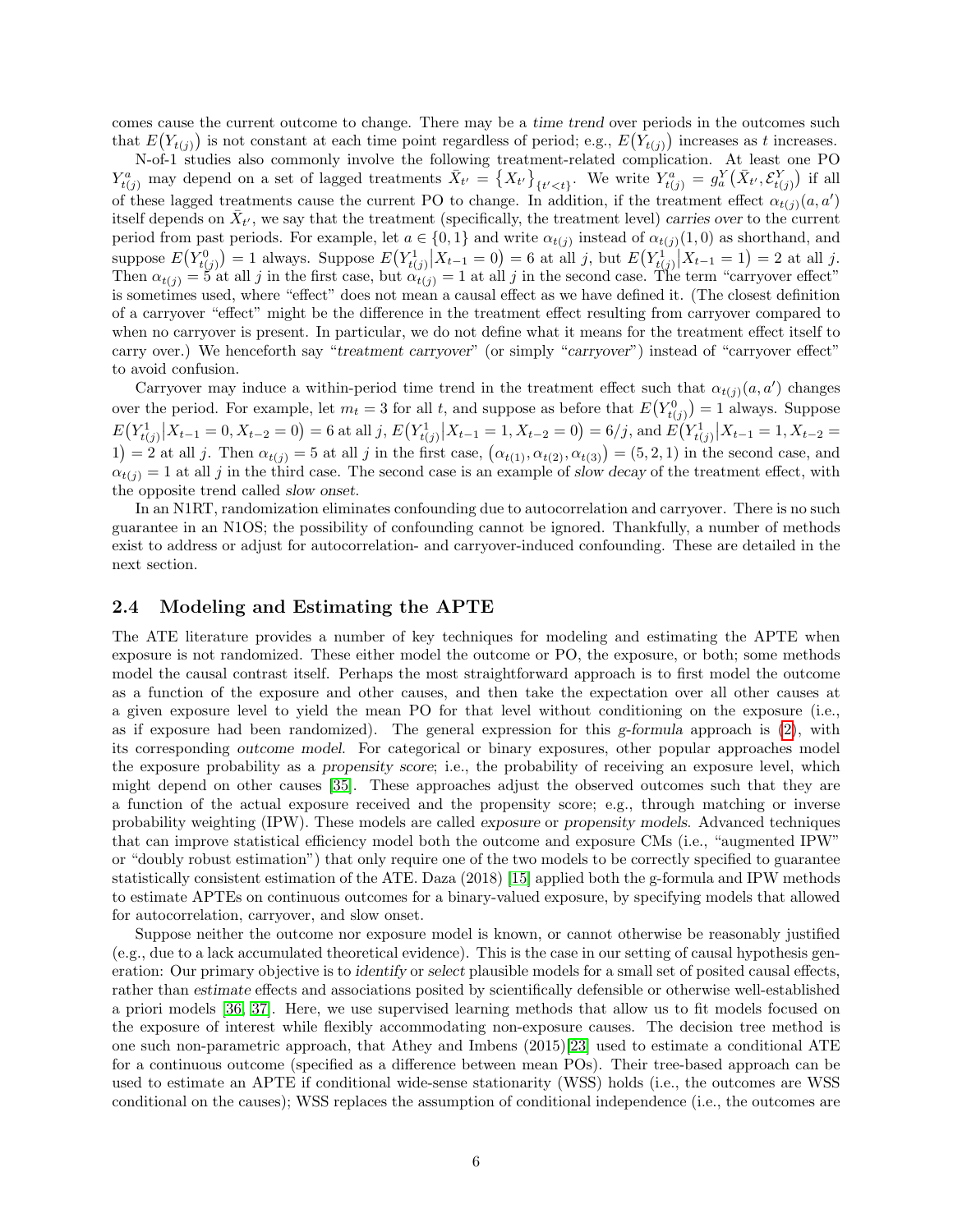comes cause the current outcome to change. There may be a *time trend* over periods in the outcomes such that $E(Y_{t(j)})$ is not constant at each time point regardless of period; e.g., $E(Y_{t(j)})$ increases as $t$ increases.

N-of-1 studies also commonly involve the following treatment-related complication. At least one PO $Y^a_{t(j)}$ may depend on a set of lagged treatments $\bar{X}_{t'} = \{X_{t'}\}_{\{t'<t\}}$. We write $Y^a_{t(j)} = g^Y_a(\bar{X}_{t'}, \mathcal{E}^Y_{t(j)})$ if all of these lagged treatments cause the current PO to change. In addition, if the treatment effect $\alpha_{t(j)}(a, a')$ itself depends on $\bar{X}_{t'}$, we say that the treatment (specifically, the treatment level) *carries over* to the current period from past periods. For example, let $a \in \{0, 1\}$ and write $\alpha_{t(j)}$ instead of $\alpha_{t(j)}(1, 0)$ as shorthand, and suppose $E(Y^0_{t(j)}) = 1$ always. Suppose $E(Y^1_{t(j)} | X_{t-1} = 0) = 6$ at all $j$, but $E(Y^1_{t(j)} | X_{t-1} = 1) = 2$ at all $j$. Then $\alpha_{t(j)} = 5$ at all $j$ in the first case, but $\alpha_{t(j)} = 1$ at all $j$ in the second case. The term "carryover effect" is sometimes used, where "effect" does not mean a causal effect as we have defined it. (The closest definition of a carryover "effect" might be the difference in the treatment effect resulting from carryover compared to when no carryover is present. In particular, we do not define what it means for the treatment effect itself to carry over.) We henceforth say "*treatment carryover*" (or simply "*carryover*") instead of "carryover effect" to avoid confusion.

Carryover may induce a within-period time trend in the treatment effect such that $\alpha_{t(j)}(a, a')$ changes over the period. For example, let $m_t = 3$ for all $t$, and suppose as before that $E(Y^0_{t(j)}) = 1$ always. Suppose $E(Y^1_{t(j)} | X_{t-1} = 0, X_{t-2} = 0) = 6$ at all $j$, $E(Y^1_{t(j)} | X_{t-1} = 1, X_{t-2} = 0) = 6/j$, and $E(Y^1_{t(j)} | X_{t-1} = 1, X_{t-2} = 1) = 2$ at all $j$. Then $\alpha_{t(j)} = 5$ at all $j$ in the first case, $(\alpha_{t(1)}, \alpha_{t(2)}, \alpha_{t(3)}) = (5, 2, 1)$ in the second case, and $\alpha_{t(j)} = 1$ at all $j$ in the third case. The second case is an example of *slow decay* of the treatment effect, with the opposite trend called *slow onset*.

In an N1RT, randomization eliminates confounding due to autocorrelation and carryover. There is no such guarantee in an N1OS; the possibility of confounding cannot be ignored. Thankfully, a number of methods exist to address or adjust for autocorrelation- and carryover-induced confounding. These are detailed in the next section.

## 2.4 Modeling and Estimating the APTE

The ATE literature provides a number of key techniques for modeling and estimating the APTE when exposure is not randomized. These either model the outcome or PO, the exposure, or both; some methods model the causal contrast itself. Perhaps the most straightforward approach is to first model the outcome as a function of the exposure and other causes, and then take the expectation over all other causes at a given exposure level to yield the mean PO for that level without conditioning on the exposure (i.e., as if exposure had been randomized). The general expression for this *g-formula* approach is (2), with its corresponding *outcome model*. For categorical or binary exposures, other popular approaches model the exposure probability as a *propensity score*; i.e., the probability of receiving an exposure level, which might depend on other causes [35]. These approaches adjust the observed outcomes such that they are a function of the actual exposure received and the propensity score; e.g., through matching or inverse probability weighting (IPW). These models are called *exposure* or *propensity models*. Advanced techniques that can improve statistical efficiency model both the outcome and exposure CMs (i.e., "augmented IPW" or "doubly robust estimation") that only require one of the two models to be correctly specified to guarantee statistically consistent estimation of the ATE. Daza (2018) [15] applied both the g-formula and IPW methods to estimate APTEs on continuous outcomes for a binary-valued exposure, by specifying models that allowed for autocorrelation, carryover, and slow onset.

Suppose neither the outcome nor exposure model is known, or cannot otherwise be reasonably justified (e.g., due to a lack accumulated theoretical evidence). This is the case in our setting of causal hypothesis generation: Our primary objective is to *identify* or *select* plausible models for a small set of posited causal effects, rather than *estimate* effects and associations posited by scientifically defensible or otherwise well-established a priori models [36, 37]. Here, we use supervised learning methods that allow us to fit models focused on the exposure of interest while flexibly accommodating non-exposure causes. The decision tree method is one such non-parametric approach, that Athey and Imbens (2015)[23] used to estimate a conditional ATE for a continuous outcome (specified as a difference between mean POs). Their tree-based approach can be used to estimate an APTE if conditional wide-sense stationarity (WSS) holds (i.e., the outcomes are WSS conditional on the causes); WSS replaces the assumption of conditional independence (i.e., the outcomes are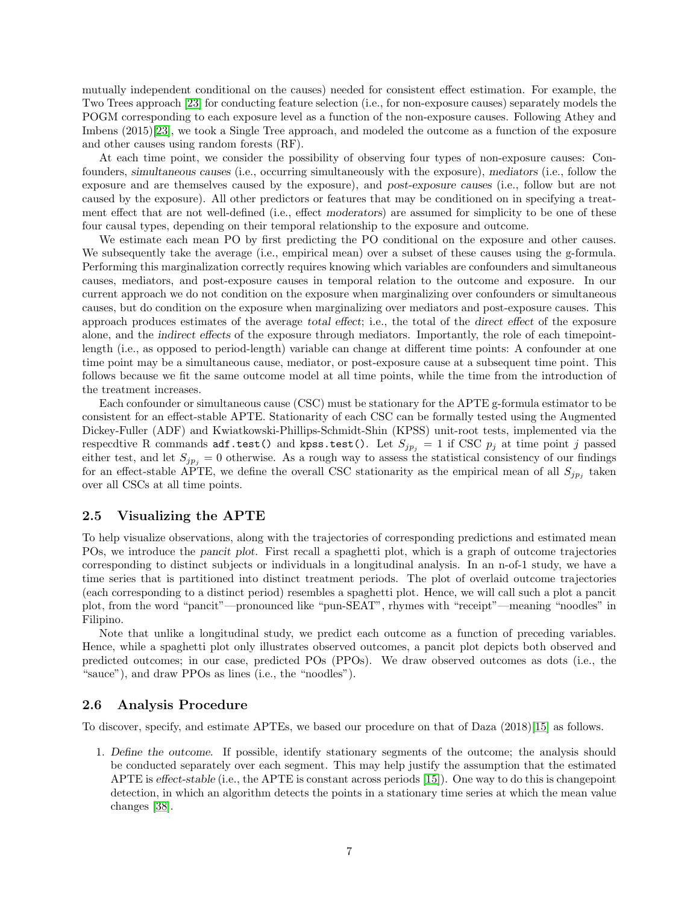mutually independent conditional on the causes) needed for consistent effect estimation. For example, the Two Trees approach [23] for conducting feature selection (i.e., for non-exposure causes) separately models the POGM corresponding to each exposure level as a function of the non-exposure causes. Following Athey and Imbens (2015)[23], we took a Single Tree approach, and modeled the outcome as a function of the exposure and other causes using random forests (RF).

At each time point, we consider the possibility of observing four types of non-exposure causes: Confounders, *simultaneous causes* (i.e., occurring simultaneously with the exposure), *mediators* (i.e., follow the exposure and are themselves caused by the exposure), and *post-exposure causes* (i.e., follow but are not caused by the exposure). All other predictors or features that may be conditioned on in specifying a treatment effect that are not well-defined (i.e., effect *moderators*) are assumed for simplicity to be one of these four causal types, depending on their temporal relationship to the exposure and outcome.

We estimate each mean PO by first predicting the PO conditional on the exposure and other causes. We subsequently take the average (i.e., empirical mean) over a subset of these causes using the g-formula. Performing this marginalization correctly requires knowing which variables are confounders and simultaneous causes, mediators, and post-exposure causes in temporal relation to the outcome and exposure. In our current approach we do not condition on the exposure when marginalizing over confounders or simultaneous causes, but do condition on the exposure when marginalizing over mediators and post-exposure causes. This approach produces estimates of the average *total effect*; i.e., the total of the *direct effect* of the exposure alone, and the *indirect effects* of the exposure through mediators. Importantly, the role of each timepoint-length (i.e., as opposed to period-length) variable can change at different time points: A confounder at one time point may be a simultaneous cause, mediator, or post-exposure cause at a subsequent time point. This follows because we fit the same outcome model at all time points, while the time from the introduction of the treatment increases.

Each confounder or simultaneous cause (CSC) must be stationary for the APTE g-formula estimator to be consistent for an effect-stable APTE. Stationarity of each CSC can be formally tested using the Augmented Dickey-Fuller (ADF) and Kwiatkowski-Phillips-Schmidt-Shin (KPSS) unit-root tests, implemented via the respecdtive R commands `adf.test()` and `kpss.test()`. Let $S_{jp_j} = 1$ if CSC $p_j$ at time point $j$ passed either test, and let $S_{jp_j} = 0$ otherwise. As a rough way to assess the statistical consistency of our findings for an effect-stable APTE, we define the overall CSC stationarity as the empirical mean of all $S_{jp_j}$ taken over all CSCs at all time points.

### 2.5 Visualizing the APTE

To help visualize observations, along with the trajectories of corresponding predictions and estimated mean POs, we introduce the *pancit plot*. First recall a spaghetti plot, which is a graph of outcome trajectories corresponding to distinct subjects or individuals in a longitudinal analysis. In an n-of-1 study, we have a time series that is partitioned into distinct treatment periods. The plot of overlaid outcome trajectories (each corresponding to a distinct period) resembles a spaghetti plot. Hence, we will call such a plot a pancit plot, from the word "pancit"—pronounced like "pun-SEAT", rhymes with "receipt"—meaning "noodles" in Filipino.

Note that unlike a longitudinal study, we predict each outcome as a function of preceding variables. Hence, while a spaghetti plot only illustrates observed outcomes, a pancit plot depicts both observed and predicted outcomes; in our case, predicted POs (PPOs). We draw observed outcomes as dots (i.e., the "sauce"), and draw PPOs as lines (i.e., the "noodles").

### 2.6 Analysis Procedure

To discover, specify, and estimate APTEs, we based our procedure on that of Daza (2018)[15] as follows.

1. *Define the outcome.* If possible, identify stationary segments of the outcome; the analysis should be conducted separately over each segment. This may help justify the assumption that the estimated APTE is *effect-stable* (i.e., the APTE is constant across periods [15]). One way to do this is changepoint detection, in which an algorithm detects the points in a stationary time series at which the mean value changes [38].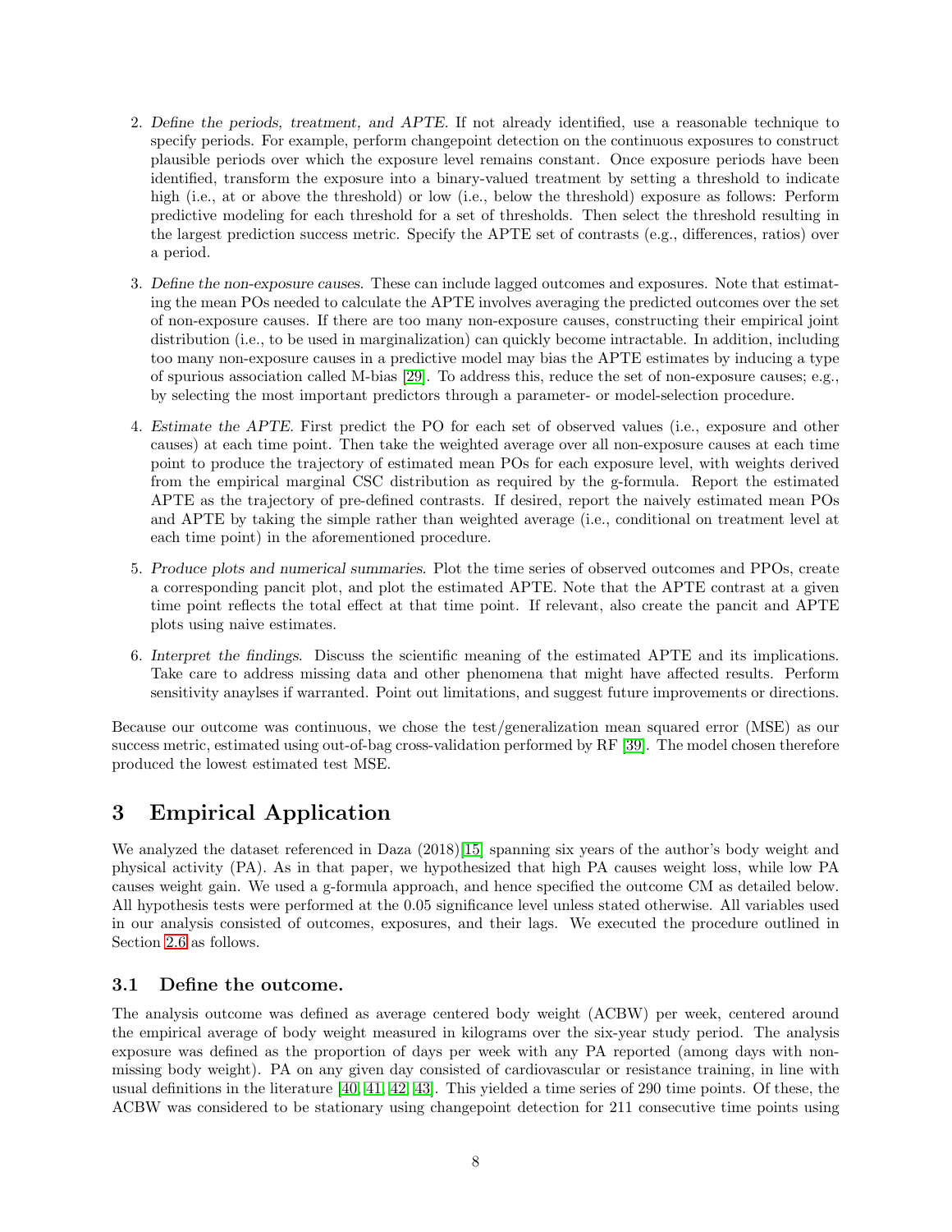2. *Define the periods, treatment, and APTE.* If not already identified, use a reasonable technique to specify periods. For example, perform changepoint detection on the continuous exposures to construct plausible periods over which the exposure level remains constant. Once exposure periods have been identified, transform the exposure into a binary-valued treatment by setting a threshold to indicate high (i.e., at or above the threshold) or low (i.e., below the threshold) exposure as follows: Perform predictive modeling for each threshold for a set of thresholds. Then select the threshold resulting in the largest prediction success metric. Specify the APTE set of contrasts (e.g., differences, ratios) over a period.

3. *Define the non-exposure causes.* These can include lagged outcomes and exposures. Note that estimating the mean POs needed to calculate the APTE involves averaging the predicted outcomes over the set of non-exposure causes. If there are too many non-exposure causes, constructing their empirical joint distribution (i.e., to be used in marginalization) can quickly become intractable. In addition, including too many non-exposure causes in a predictive model may bias the APTE estimates by inducing a type of spurious association called M-bias [29]. To address this, reduce the set of non-exposure causes; e.g., by selecting the most important predictors through a parameter- or model-selection procedure.

4. *Estimate the APTE.* First predict the PO for each set of observed values (i.e., exposure and other causes) at each time point. Then take the weighted average over all non-exposure causes at each time point to produce the trajectory of estimated mean POs for each exposure level, with weights derived from the empirical marginal CSC distribution as required by the g-formula. Report the estimated APTE as the trajectory of pre-defined contrasts. If desired, report the naively estimated mean POs and APTE by taking the simple rather than weighted average (i.e., conditional on treatment level at each time point) in the aforementioned procedure.

5. *Produce plots and numerical summaries.* Plot the time series of observed outcomes and PPOs, create a corresponding pancit plot, and plot the estimated APTE. Note that the APTE contrast at a given time point reflects the total effect at that time point. If relevant, also create the pancit and APTE plots using naive estimates.

6. *Interpret the findings.* Discuss the scientific meaning of the estimated APTE and its implications. Take care to address missing data and other phenomena that might have affected results. Perform sensitivity anaylses if warranted. Point out limitations, and suggest future improvements or directions.

Because our outcome was continuous, we chose the test/generalization mean squared error (MSE) as our success metric, estimated using out-of-bag cross-validation performed by RF [39]. The model chosen therefore produced the lowest estimated test MSE.

# 3 Empirical Application

We analyzed the dataset referenced in Daza (2018)[15] spanning six years of the author's body weight and physical activity (PA). As in that paper, we hypothesized that high PA causes weight loss, while low PA causes weight gain. We used a g-formula approach, and hence specified the outcome CM as detailed below. All hypothesis tests were performed at the 0.05 significance level unless stated otherwise. All variables used in our analysis consisted of outcomes, exposures, and their lags. We executed the procedure outlined in Section 2.6 as follows.

## 3.1 Define the outcome.

The analysis outcome was defined as average centered body weight (ACBW) per week, centered around the empirical average of body weight measured in kilograms over the six-year study period. The analysis exposure was defined as the proportion of days per week with any PA reported (among days with non-missing body weight). PA on any given day consisted of cardiovascular or resistance training, in line with usual definitions in the literature [40, 41, 42, 43]. This yielded a time series of 290 time points. Of these, the ACBW was considered to be stationary using changepoint detection for 211 consecutive time points using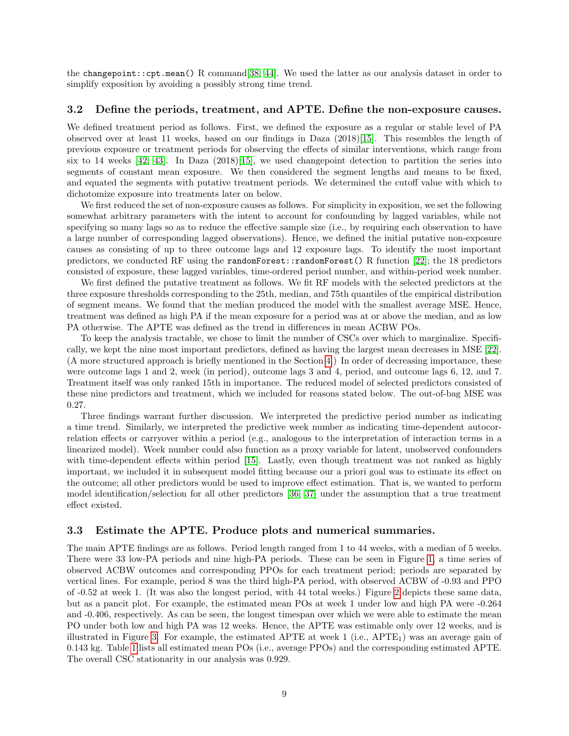the `changepoint::cpt.mean()` R command[38, 44]. We used the latter as our analysis dataset in order to simplify exposition by avoiding a possibly strong time trend.

### 3.2 Define the periods, treatment, and APTE. Define the non-exposure causes.

We defined treatment period as follows. First, we defined the exposure as a regular or stable level of PA observed over at least 11 weeks, based on our findings in Daza (2018)[15]. This resembles the length of previous exposure or treatment periods for observing the effects of similar interventions, which range from six to 14 weeks [42, 43]. In Daza (2018)[15], we used changepoint detection to partition the series into segments of constant mean exposure. We then considered the segment lengths and means to be fixed, and equated the segments with putative treatment periods. We determined the cutoff value with which to dichotomize exposure into treatments later on below.

We first reduced the set of non-exposure causes as follows. For simplicity in exposition, we set the following somewhat arbitrary parameters with the intent to account for confounding by lagged variables, while not specifying so many lags so as to reduce the effective sample size (i.e., by requiring each observation to have a large number of corresponding lagged observations). Hence, we defined the initial putative non-exposure causes as consisting of up to three outcome lags and 12 exposure lags. To identify the most important predictors, we conducted RF using the `randomForest::randomForest()` R function [22]; the 18 predictors consisted of exposure, these lagged variables, time-ordered period number, and within-period week number.

We first defined the putative treatment as follows. We fit RF models with the selected predictors at the three exposure thresholds corresponding to the 25th, median, and 75th quantiles of the empirical distribution of segment means. We found that the median produced the model with the smallest average MSE. Hence, treatment was defined as high PA if the mean exposure for a period was at or above the median, and as low PA otherwise. The APTE was defined as the trend in differences in mean ACBW POs.

To keep the analysis tractable, we chose to limit the number of CSCs over which to marginalize. Specifically, we kept the nine most important predictors, defined as having the largest mean decreases in MSE [22]. (A more structured approach is briefly mentioned in the Section 4.) In order of decreasing importance, these were outcome lags 1 and 2, week (in period), outcome lags 3 and 4, period, and outcome lags 6, 12, and 7. Treatment itself was only ranked 15th in importance. The reduced model of selected predictors consisted of these nine predictors and treatment, which we included for reasons stated below. The out-of-bag MSE was 0.27.

Three findings warrant further discussion. We interpreted the predictive period number as indicating a time trend. Similarly, we interpreted the predictive week number as indicating time-dependent autocorrelation effects or carryover within a period (e.g., analogous to the interpretation of interaction terms in a linearized model). Week number could also function as a proxy variable for latent, unobserved confounders with time-dependent effects within period [15]. Lastly, even though treatment was not ranked as highly important, we included it in subsequent model fitting because our a priori goal was to estimate its effect on the outcome; all other predictors would be used to improve effect estimation. That is, we wanted to perform model identification/selection for all other predictors [36, 37] under the assumption that a true treatment effect existed.

### 3.3 Estimate the APTE. Produce plots and numerical summaries.

The main APTE findings are as follows. Period length ranged from 1 to 44 weeks, with a median of 5 weeks. There were 33 low-PA periods and nine high-PA periods. These can be seen in Figure 1, a time series of observed ACBW outcomes and corresponding PPOs for each treatment period; periods are separated by vertical lines. For example, period 8 was the third high-PA period, with observed ACBW of -0.93 and PPO of -0.52 at week 1. (It was also the longest period, with 44 total weeks.) Figure 2 depicts these same data, but as a pancit plot. For example, the estimated mean POs at week 1 under low and high PA were -0.264 and -0.406, respectively. As can be seen, the longest timespan over which we were able to estimate the mean PO under both low and high PA was 12 weeks. Hence, the APTE was estimable only over 12 weeks, and is illustrated in Figure 3. For example, the estimated APTE at week 1 (i.e., $\text{APTE}_1$) was an average gain of 0.143 kg. Table 1 lists all estimated mean POs (i.e., average PPOs) and the corresponding estimated APTE. The overall CSC stationarity in our analysis was 0.929.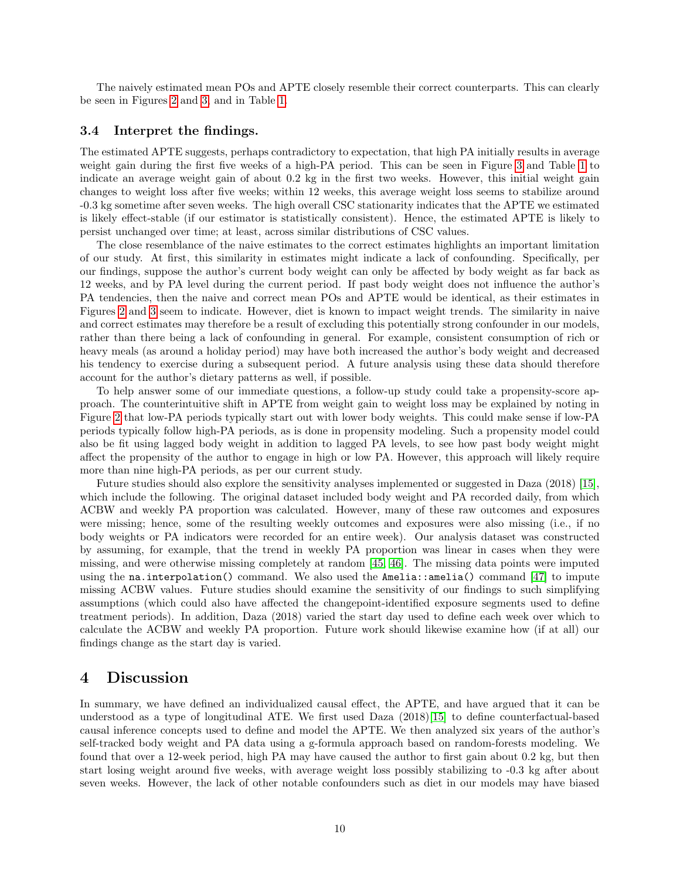The naively estimated mean POs and APTE closely resemble their correct counterparts. This can clearly be seen in Figures 2 and 3, and in Table 1.

### 3.4 Interpret the findings.

The estimated APTE suggests, perhaps contradictory to expectation, that high PA initially results in average weight gain during the first five weeks of a high-PA period. This can be seen in Figure 3 and Table 1 to indicate an average weight gain of about 0.2 kg in the first two weeks. However, this initial weight gain changes to weight loss after five weeks; within 12 weeks, this average weight loss seems to stabilize around -0.3 kg sometime after seven weeks. The high overall CSC stationarity indicates that the APTE we estimated is likely effect-stable (if our estimator is statistically consistent). Hence, the estimated APTE is likely to persist unchanged over time; at least, across similar distributions of CSC values.

The close resemblance of the naive estimates to the correct estimates highlights an important limitation of our study. At first, this similarity in estimates might indicate a lack of confounding. Specifically, per our findings, suppose the author's current body weight can only be affected by body weight as far back as 12 weeks, and by PA level during the current period. If past body weight does not influence the author's PA tendencies, then the naive and correct mean POs and APTE would be identical, as their estimates in Figures 2 and 3 seem to indicate. However, diet is known to impact weight trends. The similarity in naive and correct estimates may therefore be a result of excluding this potentially strong confounder in our models, rather than there being a lack of confounding in general. For example, consistent consumption of rich or heavy meals (as around a holiday period) may have both increased the author's body weight and decreased his tendency to exercise during a subsequent period. A future analysis using these data should therefore account for the author's dietary patterns as well, if possible.

To help answer some of our immediate questions, a follow-up study could take a propensity-score approach. The counterintuitive shift in APTE from weight gain to weight loss may be explained by noting in Figure 2 that low-PA periods typically start out with lower body weights. This could make sense if low-PA periods typically follow high-PA periods, as is done in propensity modeling. Such a propensity model could also be fit using lagged body weight in addition to lagged PA levels, to see how past body weight might affect the propensity of the author to engage in high or low PA. However, this approach will likely require more than nine high-PA periods, as per our current study.

Future studies should also explore the sensitivity analyses implemented or suggested in Daza (2018) [15], which include the following. The original dataset included body weight and PA recorded daily, from which ACBW and weekly PA proportion was calculated. However, many of these raw outcomes and exposures were missing; hence, some of the resulting weekly outcomes and exposures were also missing (i.e., if no body weights or PA indicators were recorded for an entire week). Our analysis dataset was constructed by assuming, for example, that the trend in weekly PA proportion was linear in cases when they were missing, and were otherwise missing completely at random [45, 46]. The missing data points were imputed using the `na.interpolation()` command. We also used the `Amelia::amelia()` command [47] to impute missing ACBW values. Future studies should examine the sensitivity of our findings to such simplifying assumptions (which could also have affected the changepoint-identified exposure segments used to define treatment periods). In addition, Daza (2018) varied the start day used to define each week over which to calculate the ACBW and weekly PA proportion. Future work should likewise examine how (if at all) our findings change as the start day is varied.

## 4 Discussion

In summary, we have defined an individualized causal effect, the APTE, and have argued that it can be understood as a type of longitudinal ATE. We first used Daza (2018)[15] to define counterfactual-based causal inference concepts used to define and model the APTE. We then analyzed six years of the author's self-tracked body weight and PA data using a g-formula approach based on random-forests modeling. We found that over a 12-week period, high PA may have caused the author to first gain about 0.2 kg, but then start losing weight around five weeks, with average weight loss possibly stabilizing to -0.3 kg after about seven weeks. However, the lack of other notable confounders such as diet in our models may have biased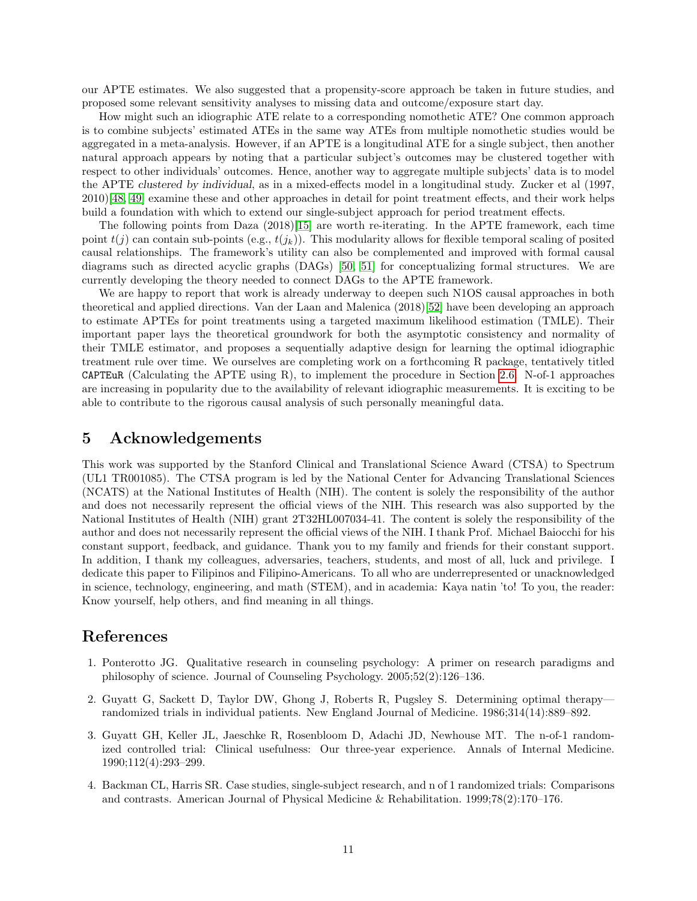our APTE estimates. We also suggested that a propensity-score approach be taken in future studies, and proposed some relevant sensitivity analyses to missing data and outcome/exposure start day.

How might such an idiographic ATE relate to a corresponding nomothetic ATE? One common approach is to combine subjects' estimated ATEs in the same way ATEs from multiple nomothetic studies would be aggregated in a meta-analysis. However, if an APTE is a longitudinal ATE for a single subject, then another natural approach appears by noting that a particular subject's outcomes may be clustered together with respect to other individuals' outcomes. Hence, another way to aggregate multiple subjects' data is to model the APTE *clustered by individual*, as in a mixed-effects model in a longitudinal study. Zucker et al (1997, 2010)[48, 49] examine these and other approaches in detail for point treatment effects, and their work helps build a foundation with which to extend our single-subject approach for period treatment effects.

The following points from Daza (2018)[15] are worth re-iterating. In the APTE framework, each time point $t(j)$ can contain sub-points (e.g., $t(j_k)$). This modularity allows for flexible temporal scaling of posited causal relationships. The framework's utility can also be complemented and improved with formal causal diagrams such as directed acyclic graphs (DAGs) [50, 51] for conceptualizing formal structures. We are currently developing the theory needed to connect DAGs to the APTE framework.

We are happy to report that work is already underway to deepen such N1OS causal approaches in both theoretical and applied directions. Van der Laan and Malenica (2018)[52] have been developing an approach to estimate APTEs for point treatments using a targeted maximum likelihood estimation (TMLE). Their important paper lays the theoretical groundwork for both the asymptotic consistency and normality of their TMLE estimator, and proposes a sequentially adaptive design for learning the optimal idiographic treatment rule over time. We ourselves are completing work on a forthcoming R package, tentatively titled `CAPTEuR` (Calculating the APTE using R), to implement the procedure in Section 2.6. N-of-1 approaches are increasing in popularity due to the availability of relevant idiographic measurements. It is exciting to be able to contribute to the rigorous causal analysis of such personally meaningful data.

# 5 Acknowledgements

This work was supported by the Stanford Clinical and Translational Science Award (CTSA) to Spectrum (UL1 TR001085). The CTSA program is led by the National Center for Advancing Translational Sciences (NCATS) at the National Institutes of Health (NIH). The content is solely the responsibility of the author and does not necessarily represent the official views of the NIH. This research was also supported by the National Institutes of Health (NIH) grant 2T32HL007034-41. The content is solely the responsibility of the author and does not necessarily represent the official views of the NIH. I thank Prof. Michael Baiocchi for his constant support, feedback, and guidance. Thank you to my family and friends for their constant support. In addition, I thank my colleagues, adversaries, teachers, students, and most of all, luck and privilege. I dedicate this paper to Filipinos and Filipino-Americans. To all who are underrepresented or unacknowledged in science, technology, engineering, and math (STEM), and in academia: Kaya natin 'to! To you, the reader: Know yourself, help others, and find meaning in all things.

# References

1. Ponterotto JG. Qualitative research in counseling psychology: A primer on research paradigms and philosophy of science. Journal of Counseling Psychology. 2005;52(2):126–136.

2. Guyatt G, Sackett D, Taylor DW, Ghong J, Roberts R, Pugsley S. Determining optimal therapy—randomized trials in individual patients. New England Journal of Medicine. 1986;314(14):889–892.

3. Guyatt GH, Keller JL, Jaeschke R, Rosenbloom D, Adachi JD, Newhouse MT. The n-of-1 randomized controlled trial: Clinical usefulness: Our three-year experience. Annals of Internal Medicine. 1990;112(4):293–299.

4. Backman CL, Harris SR. Case studies, single-subject research, and n of 1 randomized trials: Comparisons and contrasts. American Journal of Physical Medicine & Rehabilitation. 1999;78(2):170–176.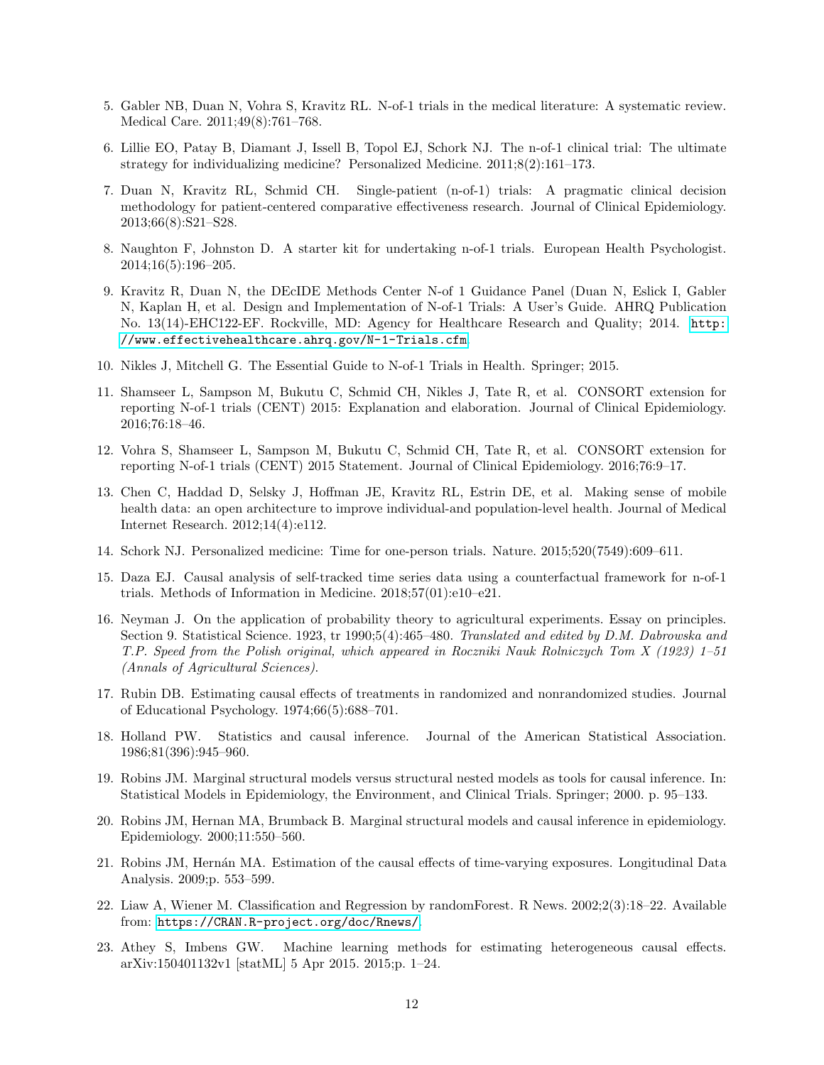5. Gabler NB, Duan N, Vohra S, Kravitz RL. N-of-1 trials in the medical literature: A systematic review. Medical Care. 2011;49(8):761–768.

6. Lillie EO, Patay B, Diamant J, Issell B, Topol EJ, Schork NJ. The n-of-1 clinical trial: The ultimate strategy for individualizing medicine? Personalized Medicine. 2011;8(2):161–173.

7. Duan N, Kravitz RL, Schmid CH. Single-patient (n-of-1) trials: A pragmatic clinical decision methodology for patient-centered comparative effectiveness research. Journal of Clinical Epidemiology. 2013;66(8):S21–S28.

8. Naughton F, Johnston D. A starter kit for undertaking n-of-1 trials. European Health Psychologist. 2014;16(5):196–205.

9. Kravitz R, Duan N, the DEcIDE Methods Center N-of 1 Guidance Panel (Duan N, Eslick I, Gabler N, Kaplan H, et al. Design and Implementation of N-of-1 Trials: A User's Guide. AHRQ Publication No. 13(14)-EHC122-EF. Rockville, MD: Agency for Healthcare Research and Quality; 2014. http://www.effectivehealthcare.ahrq.gov/N-1-Trials.cfm.

10. Nikles J, Mitchell G. The Essential Guide to N-of-1 Trials in Health. Springer; 2015.

11. Shamseer L, Sampson M, Bukutu C, Schmid CH, Nikles J, Tate R, et al. CONSORT extension for reporting N-of-1 trials (CENT) 2015: Explanation and elaboration. Journal of Clinical Epidemiology. 2016;76:18–46.

12. Vohra S, Shamseer L, Sampson M, Bukutu C, Schmid CH, Tate R, et al. CONSORT extension for reporting N-of-1 trials (CENT) 2015 Statement. Journal of Clinical Epidemiology. 2016;76:9–17.

13. Chen C, Haddad D, Selsky J, Hoffman JE, Kravitz RL, Estrin DE, et al. Making sense of mobile health data: an open architecture to improve individual-and population-level health. Journal of Medical Internet Research. 2012;14(4):e112.

14. Schork NJ. Personalized medicine: Time for one-person trials. Nature. 2015;520(7549):609–611.

15. Daza EJ. Causal analysis of self-tracked time series data using a counterfactual framework for n-of-1 trials. Methods of Information in Medicine. 2018;57(01):e10–e21.

16. Neyman J. On the application of probability theory to agricultural experiments. Essay on principles. Section 9. Statistical Science. 1923, tr 1990;5(4):465–480. *Translated and edited by D.M. Dabrowska and T.P. Speed from the Polish original, which appeared in Roczniki Nauk Rolniczych Tom X (1923) 1–51 (Annals of Agricultural Sciences).*

17. Rubin DB. Estimating causal effects of treatments in randomized and nonrandomized studies. Journal of Educational Psychology. 1974;66(5):688–701.

18. Holland PW. Statistics and causal inference. Journal of the American Statistical Association. 1986;81(396):945–960.

19. Robins JM. Marginal structural models versus structural nested models as tools for causal inference. In: Statistical Models in Epidemiology, the Environment, and Clinical Trials. Springer; 2000. p. 95–133.

20. Robins JM, Hernan MA, Brumback B. Marginal structural models and causal inference in epidemiology. Epidemiology. 2000;11:550–560.

21. Robins JM, Hernán MA. Estimation of the causal effects of time-varying exposures. Longitudinal Data Analysis. 2009;p. 553–599.

22. Liaw A, Wiener M. Classification and Regression by randomForest. R News. 2002;2(3):18–22. Available from: https://CRAN.R-project.org/doc/Rnews/.

23. Athey S, Imbens GW. Machine learning methods for estimating heterogeneous causal effects. arXiv:150401132v1 [statML] 5 Apr 2015. 2015;p. 1–24.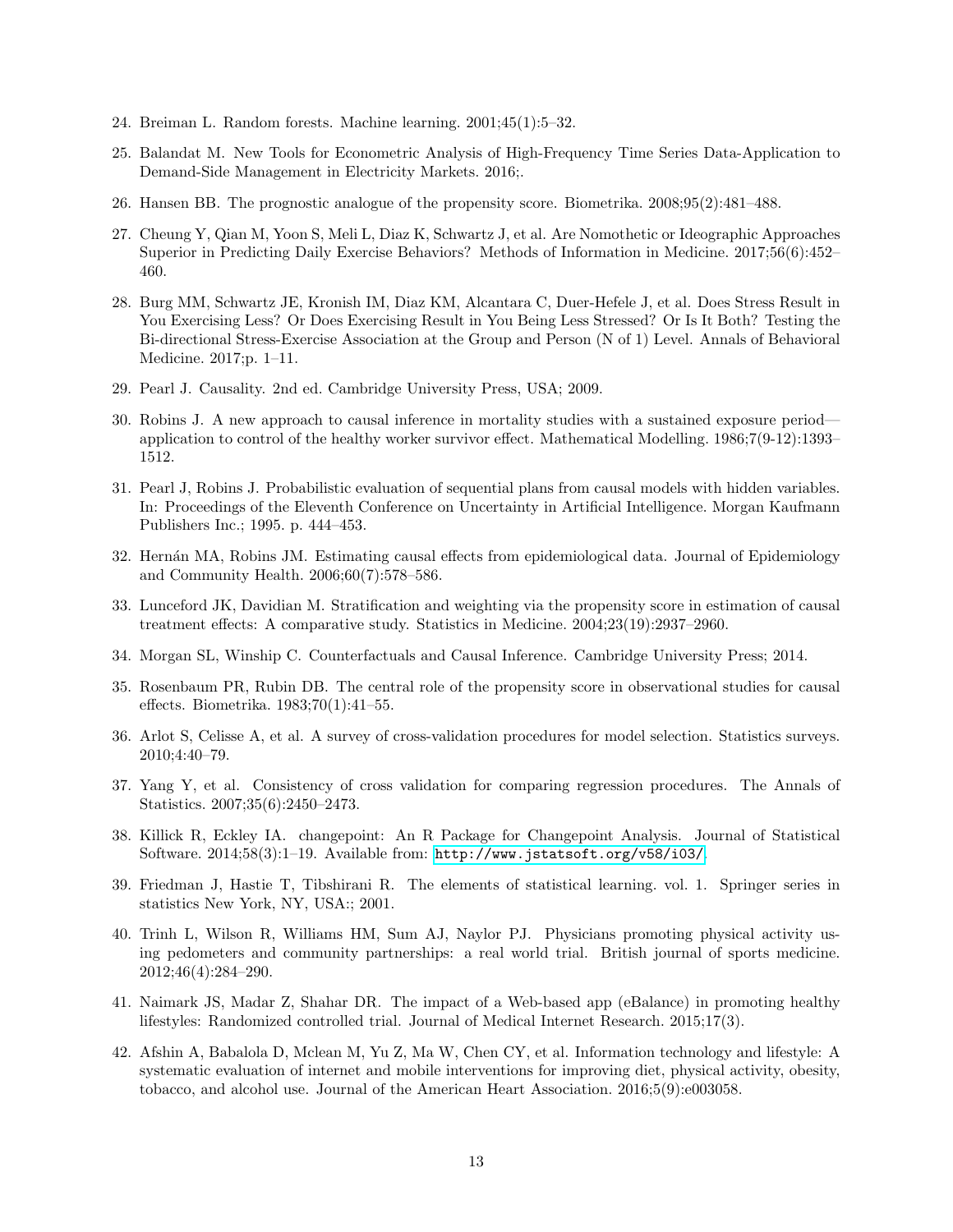24. Breiman L. Random forests. Machine learning. 2001;45(1):5–32.

25. Balandat M. New Tools for Econometric Analysis of High-Frequency Time Series Data-Application to Demand-Side Management in Electricity Markets. 2016;.

26. Hansen BB. The prognostic analogue of the propensity score. Biometrika. 2008;95(2):481–488.

27. Cheung Y, Qian M, Yoon S, Meli L, Diaz K, Schwartz J, et al. Are Nomothetic or Ideographic Approaches Superior in Predicting Daily Exercise Behaviors? Methods of Information in Medicine. 2017;56(6):452–460.

28. Burg MM, Schwartz JE, Kronish IM, Diaz KM, Alcantara C, Duer-Hefele J, et al. Does Stress Result in You Exercising Less? Or Does Exercising Result in You Being Less Stressed? Or Is It Both? Testing the Bi-directional Stress-Exercise Association at the Group and Person (N of 1) Level. Annals of Behavioral Medicine. 2017;p. 1–11.

29. Pearl J. Causality. 2nd ed. Cambridge University Press, USA; 2009.

30. Robins J. A new approach to causal inference in mortality studies with a sustained exposure period—application to control of the healthy worker survivor effect. Mathematical Modelling. 1986;7(9-12):1393–1512.

31. Pearl J, Robins J. Probabilistic evaluation of sequential plans from causal models with hidden variables. In: Proceedings of the Eleventh Conference on Uncertainty in Artificial Intelligence. Morgan Kaufmann Publishers Inc.; 1995. p. 444–453.

32. Hernán MA, Robins JM. Estimating causal effects from epidemiological data. Journal of Epidemiology and Community Health. 2006;60(7):578–586.

33. Lunceford JK, Davidian M. Stratification and weighting via the propensity score in estimation of causal treatment effects: A comparative study. Statistics in Medicine. 2004;23(19):2937–2960.

34. Morgan SL, Winship C. Counterfactuals and Causal Inference. Cambridge University Press; 2014.

35. Rosenbaum PR, Rubin DB. The central role of the propensity score in observational studies for causal effects. Biometrika. 1983;70(1):41–55.

36. Arlot S, Celisse A, et al. A survey of cross-validation procedures for model selection. Statistics surveys. 2010;4:40–79.

37. Yang Y, et al. Consistency of cross validation for comparing regression procedures. The Annals of Statistics. 2007;35(6):2450–2473.

38. Killick R, Eckley IA. changepoint: An R Package for Changepoint Analysis. Journal of Statistical Software. 2014;58(3):1–19. Available from: http://www.jstatsoft.org/v58/i03/.

39. Friedman J, Hastie T, Tibshirani R. The elements of statistical learning. vol. 1. Springer series in statistics New York, NY, USA:; 2001.

40. Trinh L, Wilson R, Williams HM, Sum AJ, Naylor PJ. Physicians promoting physical activity using pedometers and community partnerships: a real world trial. British journal of sports medicine. 2012;46(4):284–290.

41. Naimark JS, Madar Z, Shahar DR. The impact of a Web-based app (eBalance) in promoting healthy lifestyles: Randomized controlled trial. Journal of Medical Internet Research. 2015;17(3).

42. Afshin A, Babalola D, Mclean M, Yu Z, Ma W, Chen CY, et al. Information technology and lifestyle: A systematic evaluation of internet and mobile interventions for improving diet, physical activity, obesity, tobacco, and alcohol use. Journal of the American Heart Association. 2016;5(9):e003058.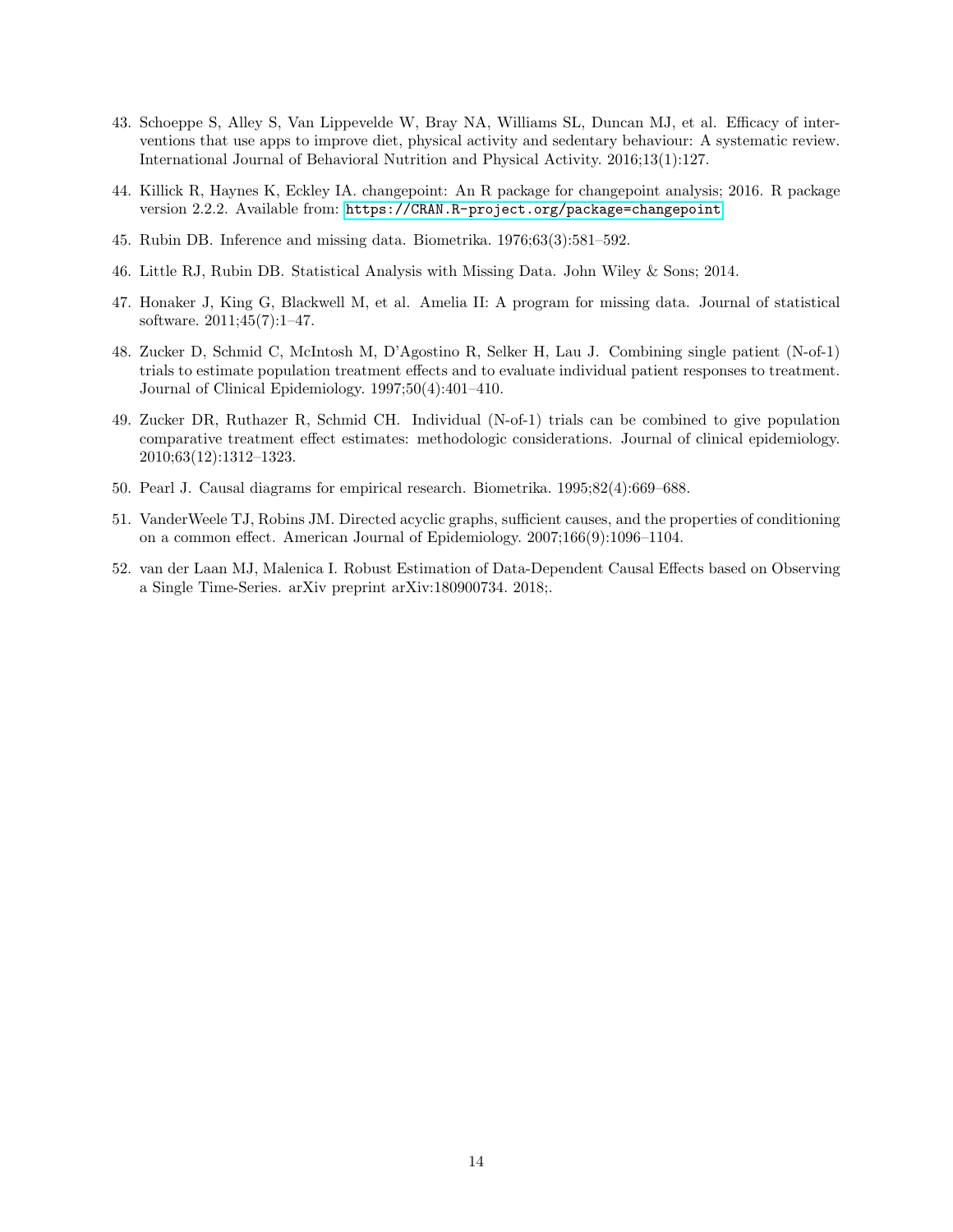43. Schoeppe S, Alley S, Van Lippevelde W, Bray NA, Williams SL, Duncan MJ, et al. Efficacy of interventions that use apps to improve diet, physical activity and sedentary behaviour: A systematic review. International Journal of Behavioral Nutrition and Physical Activity. 2016;13(1):127.

44. Killick R, Haynes K, Eckley IA. changepoint: An R package for changepoint analysis; 2016. R package version 2.2.2. Available from: https://CRAN.R-project.org/package=changepoint.

45. Rubin DB. Inference and missing data. Biometrika. 1976;63(3):581–592.

46. Little RJ, Rubin DB. Statistical Analysis with Missing Data. John Wiley & Sons; 2014.

47. Honaker J, King G, Blackwell M, et al. Amelia II: A program for missing data. Journal of statistical software. 2011;45(7):1–47.

48. Zucker D, Schmid C, McIntosh M, D'Agostino R, Selker H, Lau J. Combining single patient (N-of-1) trials to estimate population treatment effects and to evaluate individual patient responses to treatment. Journal of Clinical Epidemiology. 1997;50(4):401–410.

49. Zucker DR, Ruthazer R, Schmid CH. Individual (N-of-1) trials can be combined to give population comparative treatment effect estimates: methodologic considerations. Journal of clinical epidemiology. 2010;63(12):1312–1323.

50. Pearl J. Causal diagrams for empirical research. Biometrika. 1995;82(4):669–688.

51. VanderWeele TJ, Robins JM. Directed acyclic graphs, sufficient causes, and the properties of conditioning on a common effect. American Journal of Epidemiology. 2007;166(9):1096–1104.

52. van der Laan MJ, Malenica I. Robust Estimation of Data-Dependent Causal Effects based on Observing a Single Time-Series. arXiv preprint arXiv:180900734. 2018;.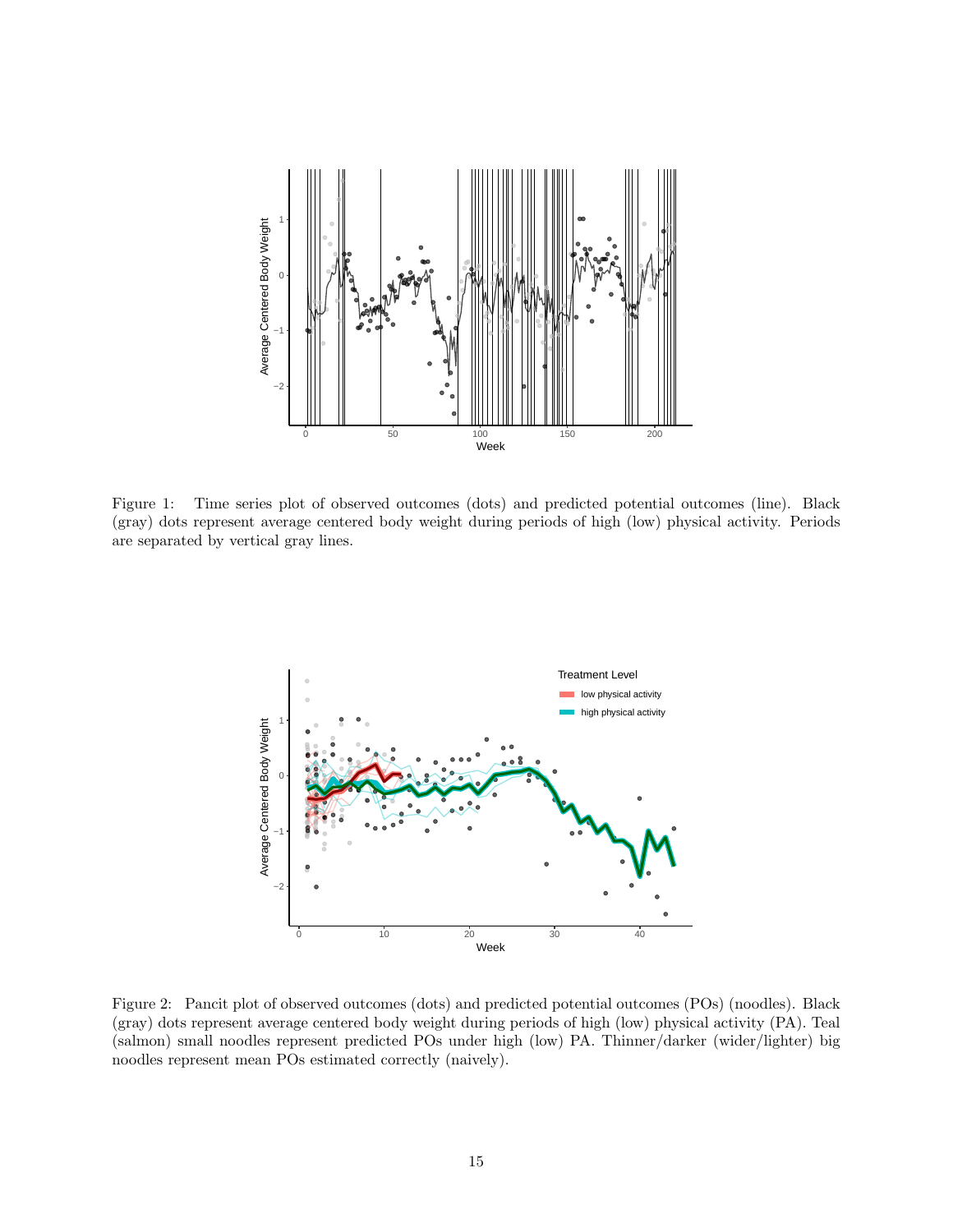Figure 1: Time series plot of observed outcomes (dots) and predicted potential outcomes (line). Black (gray) dots represent average centered body weight during periods of high (low) physical activity. Periods are separated by vertical gray lines.

Figure 2: Pancit plot of observed outcomes (dots) and predicted potential outcomes (POs) (noodles). Black (gray) dots represent average centered body weight during periods of high (low) physical activity (PA). Teal (salmon) small noodles represent predicted POs under high (low) PA. Thinner/darker (wider/lighter) big noodles represent mean POs estimated correctly (naively).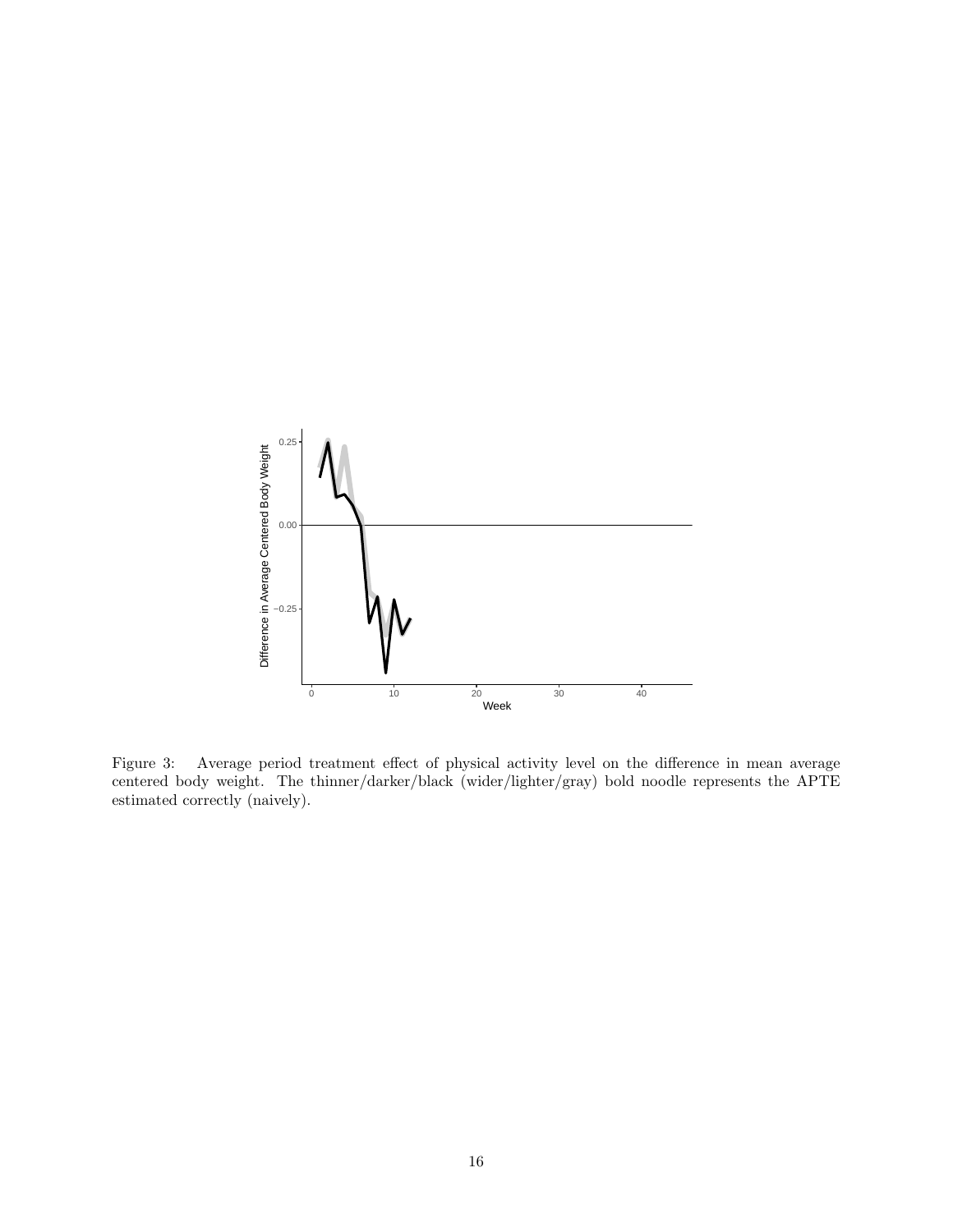Figure 3: Average period treatment effect of physical activity level on the difference in mean average centered body weight. The thinner/darker/black (wider/lighter/gray) bold noodle represents the APTE estimated correctly (naively).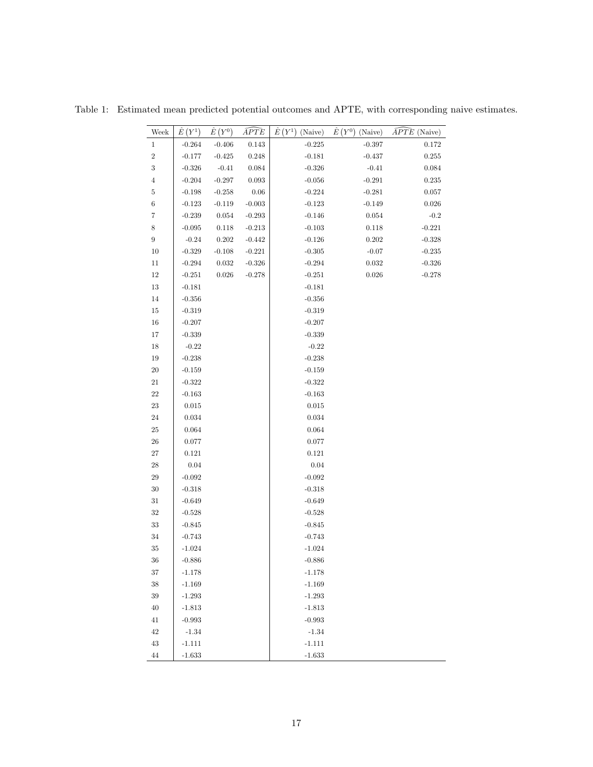Table 1: Estimated mean predicted potential outcomes and APTE, with corresponding naive estimates.

| Week | $\hat{E}\left(Y^1\right)$ | $\hat{E}\left(Y^0\right)$ | $\widehat{APTE}$ | $\hat{E}\left(Y^1\right)$ (Naive) | $\hat{E}\left(Y^0\right)$ (Naive) | $\widehat{APTE}$ (Naive) |
|---|---|---|---|---|---|---|
| 1 | -0.264 | -0.406 | 0.143 | -0.225 | -0.397 | 0.172 |
| 2 | -0.177 | -0.425 | 0.248 | -0.181 | -0.437 | 0.255 |
| 3 | -0.326 | -0.41 | 0.084 | -0.326 | -0.41 | 0.084 |
| 4 | -0.204 | -0.297 | 0.093 | -0.056 | -0.291 | 0.235 |
| 5 | -0.198 | -0.258 | 0.06 | -0.224 | -0.281 | 0.057 |
| 6 | -0.123 | -0.119 | -0.003 | -0.123 | -0.149 | 0.026 |
| 7 | -0.239 | 0.054 | -0.293 | -0.146 | 0.054 | -0.2 |
| 8 | -0.095 | 0.118 | -0.213 | -0.103 | 0.118 | -0.221 |
| 9 | -0.24 | 0.202 | -0.442 | -0.126 | 0.202 | -0.328 |
| 10 | -0.329 | -0.108 | -0.221 | -0.305 | -0.07 | -0.235 |
| 11 | -0.294 | 0.032 | -0.326 | -0.294 | 0.032 | -0.326 |
| 12 | -0.251 | 0.026 | -0.278 | -0.251 | 0.026 | -0.278 |
| 13 | -0.181 | | | -0.181 | | |
| 14 | -0.356 | | | -0.356 | | |
| 15 | -0.319 | | | -0.319 | | |
| 16 | -0.207 | | | -0.207 | | |
| 17 | -0.339 | | | -0.339 | | |
| 18 | -0.22 | | | -0.22 | | |
| 19 | -0.238 | | | -0.238 | | |
| 20 | -0.159 | | | -0.159 | | |
| 21 | -0.322 | | | -0.322 | | |
| 22 | -0.163 | | | -0.163 | | |
| 23 | 0.015 | | | 0.015 | | |
| 24 | 0.034 | | | 0.034 | | |
| 25 | 0.064 | | | 0.064 | | |
| 26 | 0.077 | | | 0.077 | | |
| 27 | 0.121 | | | 0.121 | | |
| 28 | 0.04 | | | 0.04 | | |
| 29 | -0.092 | | | -0.092 | | |
| 30 | -0.318 | | | -0.318 | | |
| 31 | -0.649 | | | -0.649 | | |
| 32 | -0.528 | | | -0.528 | | |
| 33 | -0.845 | | | -0.845 | | |
| 34 | -0.743 | | | -0.743 | | |
| 35 | -1.024 | | | -1.024 | | |
| 36 | -0.886 | | | -0.886 | | |
| 37 | -1.178 | | | -1.178 | | |
| 38 | -1.169 | | | -1.169 | | |
| 39 | -1.293 | | | -1.293 | | |
| 40 | -1.813 | | | -1.813 | | |
| 41 | -0.993 | | | -0.993 | | |
| 42 | -1.34 | | | -1.34 | | |
| 43 | -1.111 | | | -1.111 | | |
| 44 | -1.633 | | | -1.633 | | |